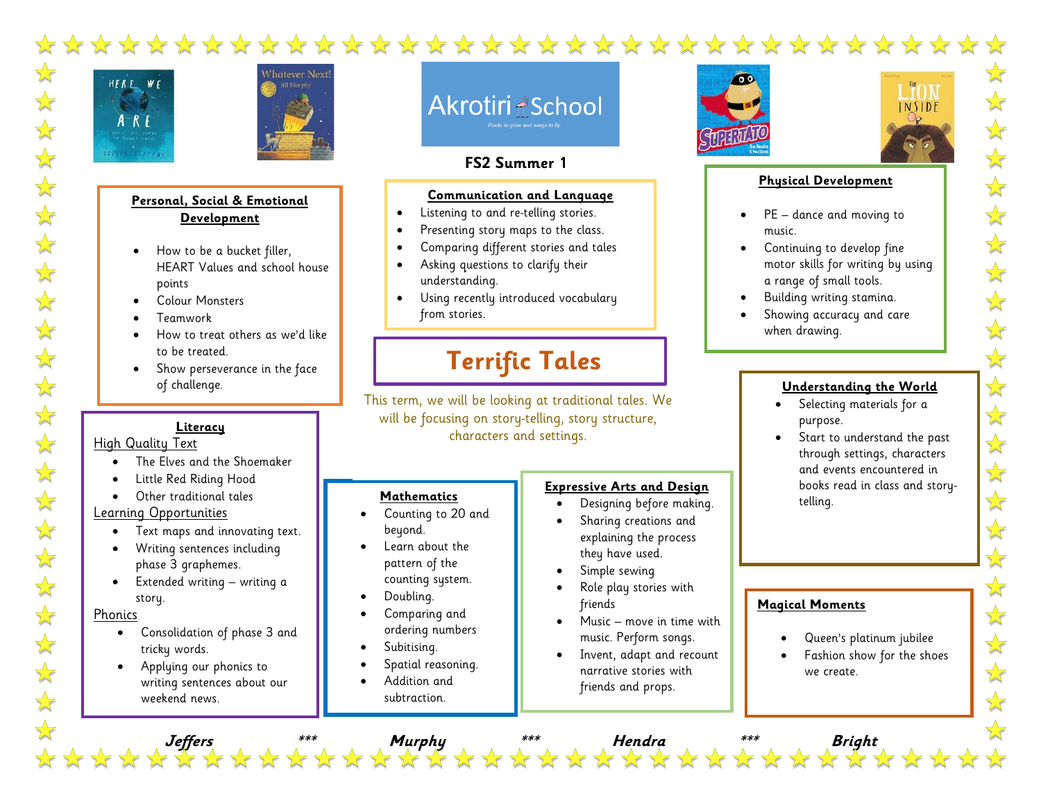# Akrotiri School

Roots to grow and wings to fly

## FS2 Summer 1

# Terrific Tales

This term, we will be looking at traditional tales. We will be focusing on story-telling, story structure, characters and settings.

### Personal, Social & Emotional Development

- How to be a bucket filler, HEART Values and school house points
- Colour Monsters
- Teamwork
- How to treat others as we'd like to be treated.
- Show perseverance in the face of challenge.

### Communication and Language

- Listening to and re-telling stories.
- Presenting story maps to the class.
- Comparing different stories and tales
- Asking questions to clarify their understanding.
- Using recently introduced vocabulary from stories.

### Physical Development

- PE – dance and moving to music.
- Continuing to develop fine motor skills for writing by using a range of small tools.
- Building writing stamina.
- Showing accuracy and care when drawing.

### Literacy

High Quality Text

- The Elves and the Shoemaker
- Little Red Riding Hood
- Other traditional tales

Learning Opportunities

- Text maps and innovating text.
- Writing sentences including phase 3 graphemes.
- Extended writing – writing a story.

Phonics

- Consolidation of phase 3 and tricky words.
- Applying our phonics to writing sentences about our weekend news.

### Mathematics

- Counting to 20 and beyond.
- Learn about the pattern of the counting system.
- Doubling.
- Comparing and ordering numbers
- Subitising.
- Spatial reasoning.
- Addition and subtraction.

### Expressive Arts and Design

- Designing before making.
- Sharing creations and explaining the process they have used.
- Simple sewing
- Role play stories with friends
- Music – move in time with music. Perform songs.
- Invent, adapt and recount narrative stories with friends and props.

### Understanding the World

- Selecting materials for a purpose.
- Start to understand the past through settings, characters and events encountered in books read in class and story-telling.

### Magical Moments

- Queen's platinum jubilee
- Fashion show for the shoes we create.

***Jeffers*** *** ***Murphy*** *** ***Hendra*** *** ***Bright***